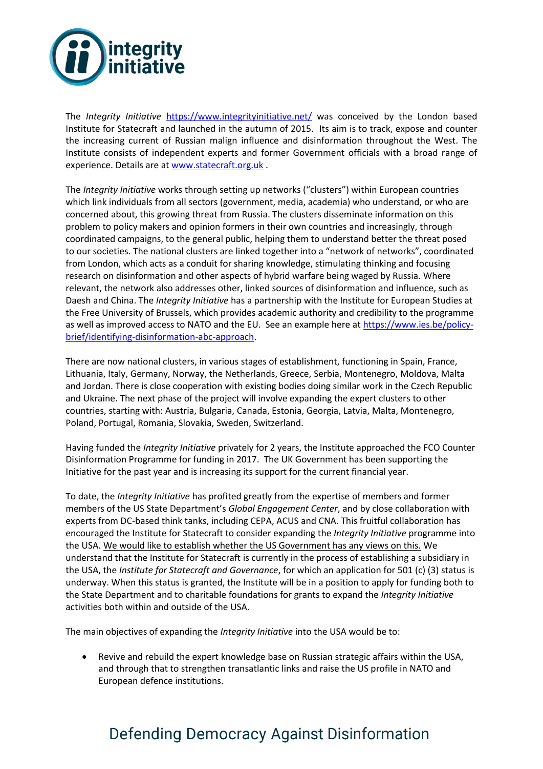The *Integrity Initiative* https://www.integrityinitiative.net/ was conceived by the London based Institute for Statecraft and launched in the autumn of 2015. Its aim is to track, expose and counter the increasing current of Russian malign influence and disinformation throughout the West. The Institute consists of independent experts and former Government officials with a broad range of experience. Details are at www.statecraft.org.uk .

The *Integrity Initiative* works through setting up networks ("clusters") within European countries which link individuals from all sectors (government, media, academia) who understand, or who are concerned about, this growing threat from Russia. The clusters disseminate information on this problem to policy makers and opinion formers in their own countries and increasingly, through coordinated campaigns, to the general public, helping them to understand better the threat posed to our societies. The national clusters are linked together into a "network of networks", coordinated from London, which acts as a conduit for sharing knowledge, stimulating thinking and focusing research on disinformation and other aspects of hybrid warfare being waged by Russia. Where relevant, the network also addresses other, linked sources of disinformation and influence, such as Daesh and China. The *Integrity Initiative* has a partnership with the Institute for European Studies at the Free University of Brussels, which provides academic authority and credibility to the programme as well as improved access to NATO and the EU. See an example here at https://www.ies.be/policy-brief/identifying-disinformation-abc-approach.

There are now national clusters, in various stages of establishment, functioning in Spain, France, Lithuania, Italy, Germany, Norway, the Netherlands, Greece, Serbia, Montenegro, Moldova, Malta and Jordan. There is close cooperation with existing bodies doing similar work in the Czech Republic and Ukraine. The next phase of the project will involve expanding the expert clusters to other countries, starting with: Austria, Bulgaria, Canada, Estonia, Georgia, Latvia, Malta, Montenegro, Poland, Portugal, Romania, Slovakia, Sweden, Switzerland.

Having funded the *Integrity Initiative* privately for 2 years, the Institute approached the FCO Counter Disinformation Programme for funding in 2017. The UK Government has been supporting the Initiative for the past year and is increasing its support for the current financial year.

To date, the *Integrity Initiative* has profited greatly from the expertise of members and former members of the US State Department's *Global Engagement Center*, and by close collaboration with experts from DC-based think tanks, including CEPA, ACUS and CNA. This fruitful collaboration has encouraged the Institute for Statecraft to consider expanding the *Integrity Initiative* programme into the USA. <u>We would like to establish whether the US Government has any views on this.</u> We understand that the Institute for Statecraft is currently in the process of establishing a subsidiary in the USA, the *Institute for Statecraft and Governance*, for which an application for 501 (c) (3) status is underway. When this status is granted, the Institute will be in a position to apply for funding both to the State Department and to charitable foundations for grants to expand the *Integrity Initiative* activities both within and outside of the USA.

The main objectives of expanding the *Integrity Initiative* into the USA would be to:

- Revive and rebuild the expert knowledge base on Russian strategic affairs within the USA, and through that to strengthen transatlantic links and raise the US profile in NATO and European defence institutions.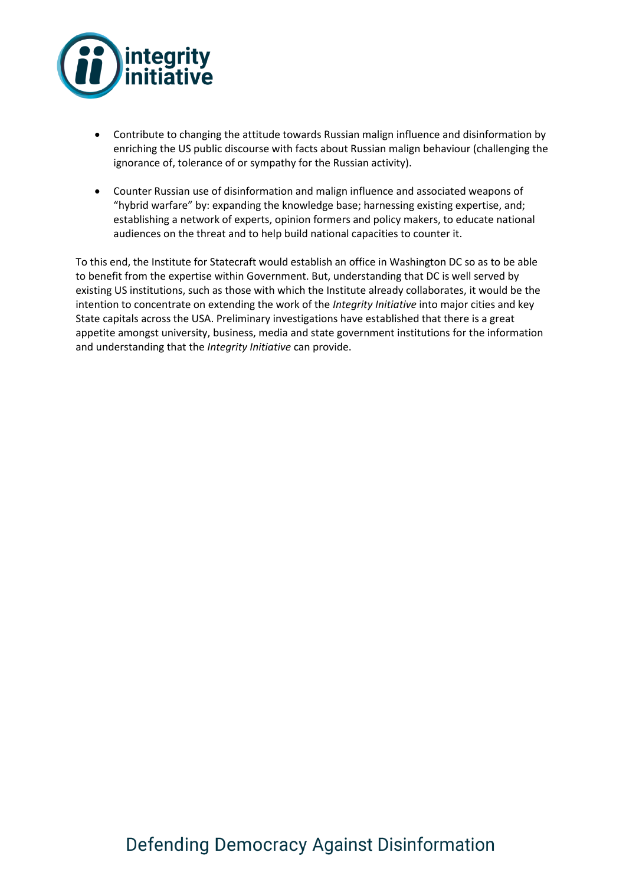- Contribute to changing the attitude towards Russian malign influence and disinformation by enriching the US public discourse with facts about Russian malign behaviour (challenging the ignorance of, tolerance of or sympathy for the Russian activity).

- Counter Russian use of disinformation and malign influence and associated weapons of "hybrid warfare" by: expanding the knowledge base; harnessing existing expertise, and; establishing a network of experts, opinion formers and policy makers, to educate national audiences on the threat and to help build national capacities to counter it.

To this end, the Institute for Statecraft would establish an office in Washington DC so as to be able to benefit from the expertise within Government. But, understanding that DC is well served by existing US institutions, such as those with which the Institute already collaborates, it would be the intention to concentrate on extending the work of the *Integrity Initiative* into major cities and key State capitals across the USA. Preliminary investigations have established that there is a great appetite amongst university, business, media and state government institutions for the information and understanding that the *Integrity Initiative* can provide.